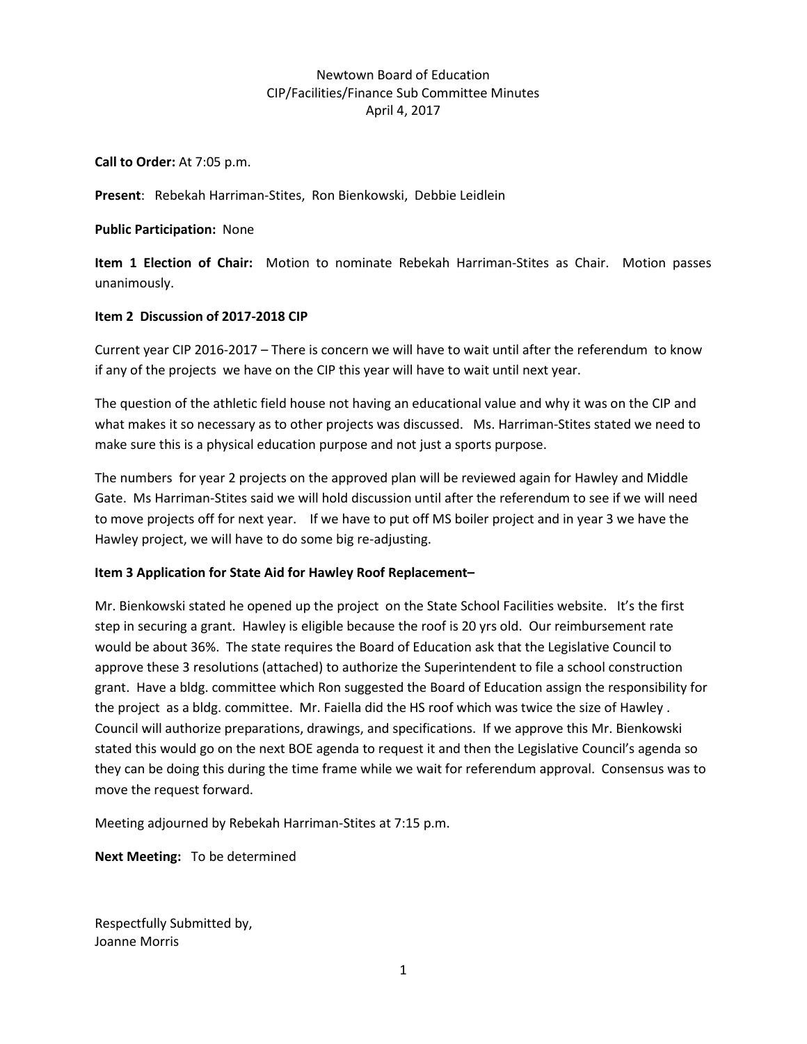# Newtown Board of Education
## CIP/Facilities/Finance Sub Committee Minutes
### April 4, 2017

**Call to Order:** At 7:05 p.m.

**Present**: Rebekah Harriman-Stites, Ron Bienkowski, Debbie Leidlein

**Public Participation:** None

**Item 1 Election of Chair:** Motion to nominate Rebekah Harriman-Stites as Chair. Motion passes unanimously.

**Item 2 Discussion of 2017-2018 CIP**

Current year CIP 2016-2017 – There is concern we will have to wait until after the referendum to know if any of the projects we have on the CIP this year will have to wait until next year.

The question of the athletic field house not having an educational value and why it was on the CIP and what makes it so necessary as to other projects was discussed. Ms. Harriman-Stites stated we need to make sure this is a physical education purpose and not just a sports purpose.

The numbers for year 2 projects on the approved plan will be reviewed again for Hawley and Middle Gate. Ms Harriman-Stites said we will hold discussion until after the referendum to see if we will need to move projects off for next year. If we have to put off MS boiler project and in year 3 we have the Hawley project, we will have to do some big re-adjusting.

**Item 3 Application for State Aid for Hawley Roof Replacement–**

Mr. Bienkowski stated he opened up the project on the State School Facilities website. It's the first step in securing a grant. Hawley is eligible because the roof is 20 yrs old. Our reimbursement rate would be about 36%. The state requires the Board of Education ask that the Legislative Council to approve these 3 resolutions (attached) to authorize the Superintendent to file a school construction grant. Have a bldg. committee which Ron suggested the Board of Education assign the responsibility for the project as a bldg. committee. Mr. Faiella did the HS roof which was twice the size of Hawley . Council will authorize preparations, drawings, and specifications. If we approve this Mr. Bienkowski stated this would go on the next BOE agenda to request it and then the Legislative Council's agenda so they can be doing this during the time frame while we wait for referendum approval. Consensus was to move the request forward.

Meeting adjourned by Rebekah Harriman-Stites at 7:15 p.m.

**Next Meeting:** To be determined

Respectfully Submitted by,
Joanne Morris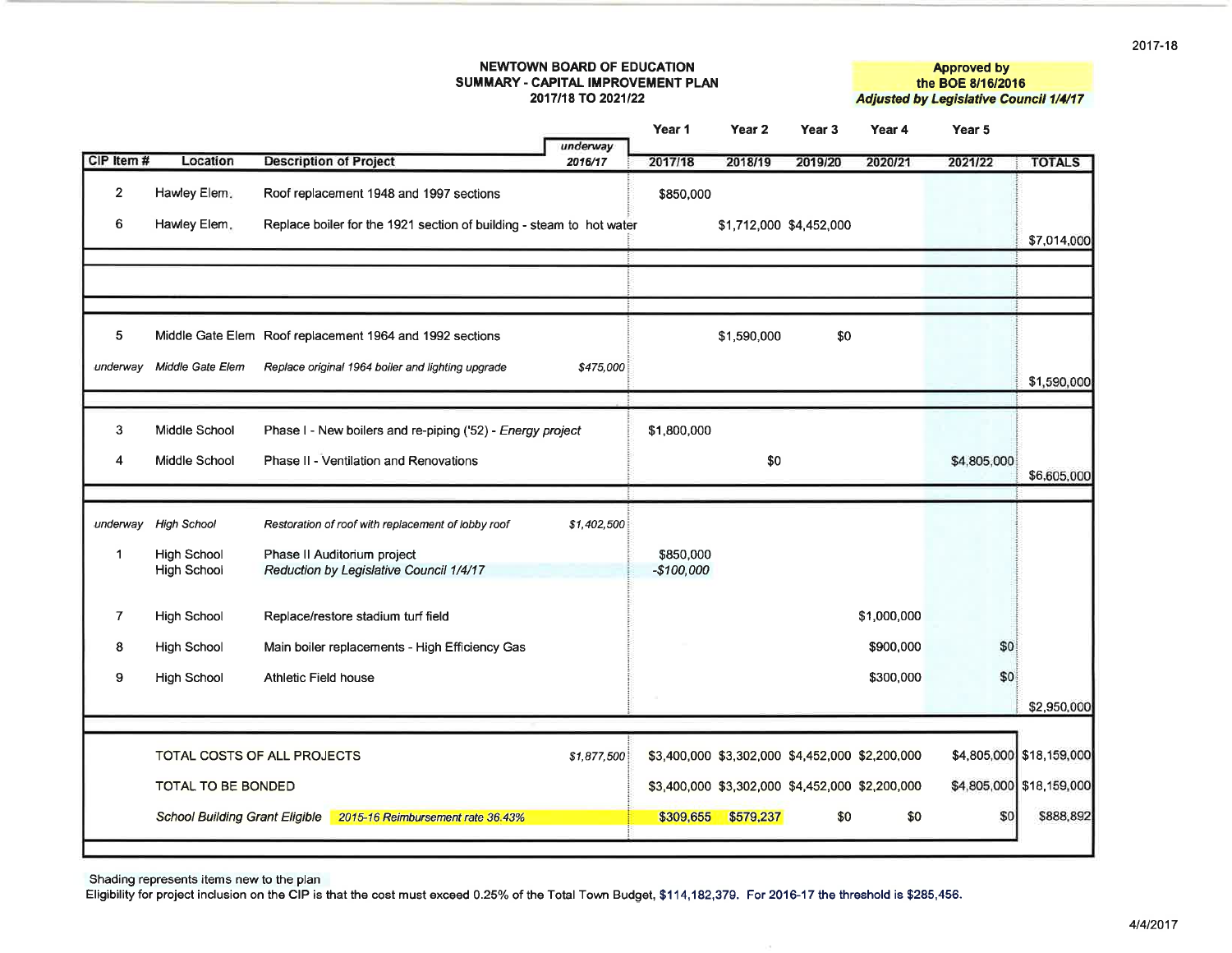# NEWTOWN BOARD OF EDUCATION
## SUMMARY - CAPITAL IMPROVEMENT PLAN
### 2017/18 TO 2021/22

**Approved by the BOE 8/16/2016**
***Adjusted by Legislative Council 1/4/17***

| CIP Item # | Location | Description of Project | *underway* 2016/17 | Year 1 2017/18 | Year 2 2018/19 | Year 3 2019/20 | Year 4 2020/21 | Year 5 2021/22 | TOTALS |
|---|---|---|---|---|---|---|---|---|---|
| 2 | Hawley Elem. | Roof replacement 1948 and 1997 sections | | $850,000 | | | | | |
| 6 | Hawley Elem. | Replace boiler for the 1921 section of building - steam to hot water | | | $1,712,000 | $4,452,000 | | | $7,014,000 |
| | | | | | | | | | |
| 5 | Middle Gate Elem | Roof replacement 1964 and 1992 sections | | | $1,590,000 | $0 | | | |
| *underway* | *Middle Gate Elem* | *Replace original 1964 boiler and lighting upgrade* | *$475,000* | | | | | | $1,590,000 |
| | | | | | | | | | |
| 3 | Middle School | Phase I - New boilers and re-piping ('52) - *Energy project* | | $1,800,000 | | | | | |
| 4 | Middle School | Phase II - Ventilation and Renovations | | | $0 | | | $4,805,000 | $6,605,000 |
| | | | | | | | | | |
| *underway* | *High School* | *Restoration of roof with replacement of lobby roof* | *$1,402,500* | | | | | | |
| 1 | High School | Phase II Auditorium project | | $850,000 | | | | | |
| | High School | *Reduction by Legislative Council 1/4/17* | | *-$100,000* | | | | | |
| 7 | High School | Replace/restore stadium turf field | | | | | $1,000,000 | | |
| 8 | High School | Main boiler replacements - High Efficiency Gas | | | | | $900,000 | $0 | |
| 9 | High School | Athletic Field house | | | | | $300,000 | $0 | $2,950,000 |
| | | | | | | | | | |
| | TOTAL COSTS OF ALL PROJECTS | | *$1,877,500* | $3,400,000 | $3,302,000 | $4,452,000 | $2,200,000 | $4,805,000 | $18,159,000 |
| | TOTAL TO BE BONDED | | | $3,400,000 | $3,302,000 | $4,452,000 | $2,200,000 | $4,805,000 | $18,159,000 |
| | *School Building Grant Eligible* | *2015-16 Reimbursement rate 36.43%* | | $309,655 | $579,237 | $0 | $0 | $0 | $888,892 |

Shading represents items new to the plan

Eligibility for project inclusion on the CIP is that the cost must exceed 0.25% of the Total Town Budget, $114,182,379. For 2016-17 the threshold is $285,456.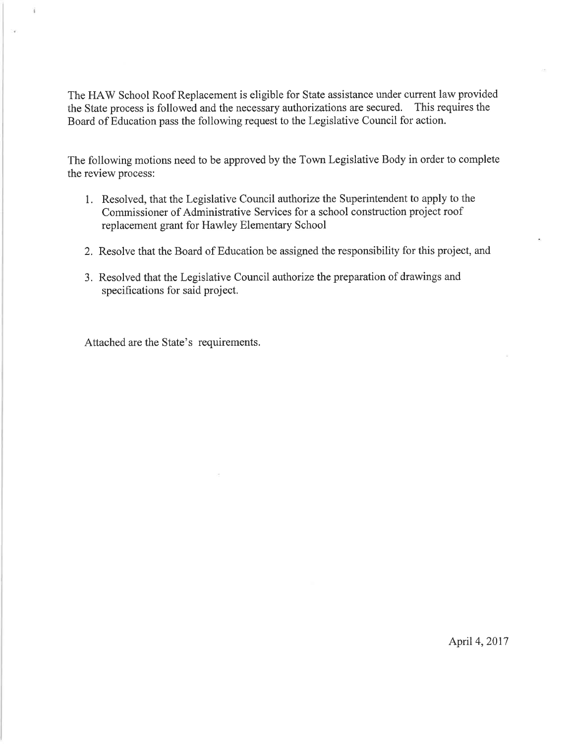The HAW School Roof Replacement is eligible for State assistance under current law provided the State process is followed and the necessary authorizations are secured. This requires the Board of Education pass the following request to the Legislative Council for action.

The following motions need to be approved by the Town Legislative Body in order to complete the review process:

1. Resolved, that the Legislative Council authorize the Superintendent to apply to the Commissioner of Administrative Services for a school construction project roof replacement grant for Hawley Elementary School

2. Resolve that the Board of Education be assigned the responsibility for this project, and

3. Resolved that the Legislative Council authorize the preparation of drawings and specifications for said project.

Attached are the State's requirements.

April 4, 2017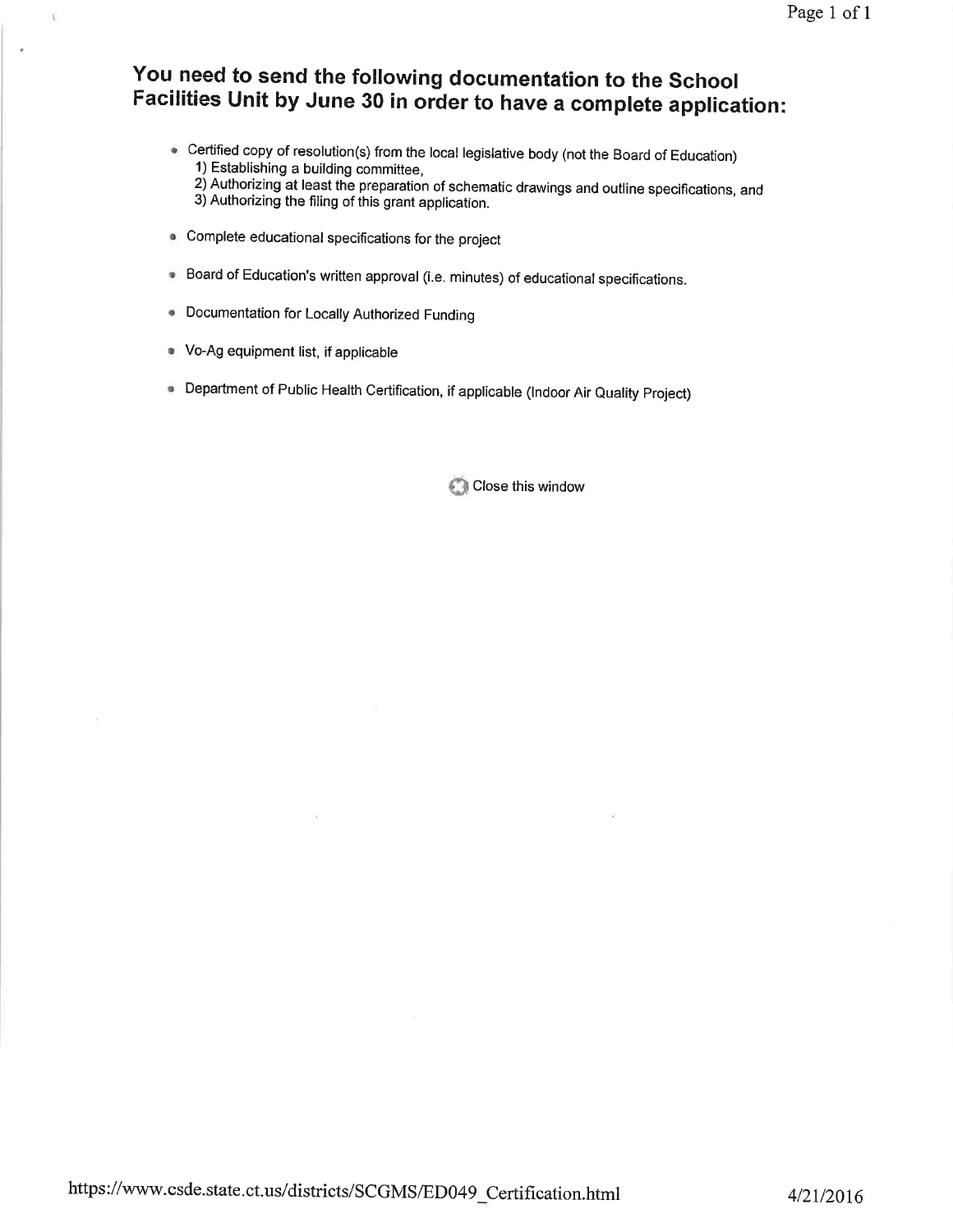## You need to send the following documentation to the School Facilities Unit by June 30 in order to have a complete application:

- Certified copy of resolution(s) from the local legislative body (not the Board of Education)
  1) Establishing a building committee,
  2) Authorizing at least the preparation of schematic drawings and outline specifications, and
  3) Authorizing the filing of this grant application.
- Complete educational specifications for the project
- Board of Education's written approval (i.e. minutes) of educational specifications.
- Documentation for Locally Authorized Funding
- Vo-Ag equipment list, if applicable
- Department of Public Health Certification, if applicable (Indoor Air Quality Project)

Close this window